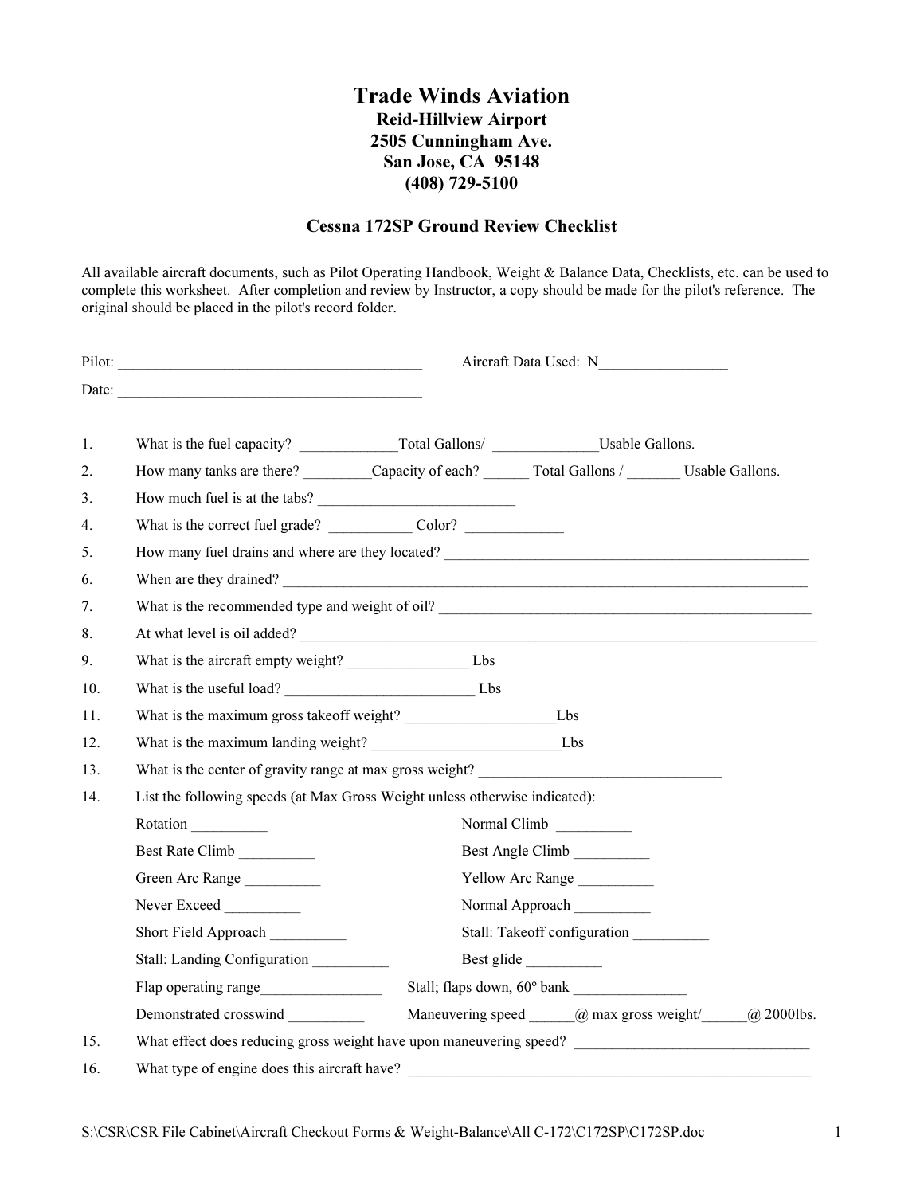# Trade Winds Aviation

**Reid-Hillview Airport**
**2505 Cunningham Ave.**
**San Jose, CA 95148**
**(408) 729-5100**

## Cessna 172SP Ground Review Checklist

All available aircraft documents, such as Pilot Operating Handbook, Weight & Balance Data, Checklists, etc. can be used to complete this worksheet. After completion and review by Instructor, a copy should be made for the pilot's reference. The original should be placed in the pilot's record folder.

Pilot: ________________________________________ Aircraft Data Used: N________________

Date: ________________________________________

1. What is the fuel capacity? _____________Total Gallons/ ______________Usable Gallons.
2. How many tanks are there? _________Capacity of each? ______ Total Gallons / _______ Usable Gallons.
3. How much fuel is at the tabs? __________________________
4. What is the correct fuel grade? ___________ Color? _____________
5. How many fuel drains and where are they located? _______________________________________________
6. When are they drained? ________________________________________________________________________
7. What is the recommended type and weight of oil? _______________________________________________
8. At what level is oil added? ______________________________________________________________________
9. What is the aircraft empty weight? ________________ Lbs
10. What is the useful load? _________________________ Lbs
11. What is the maximum gross takeoff weight? ____________________Lbs
12. What is the maximum landing weight? _________________________Lbs
13. What is the center of gravity range at max gross weight? ________________________________
14. List the following speeds (at Max Gross Weight unless otherwise indicated):

    Rotation __________ Normal Climb __________

    Best Rate Climb __________ Best Angle Climb __________

    Green Arc Range __________ Yellow Arc Range __________

    Never Exceed __________ Normal Approach __________

    Short Field Approach __________ Stall: Takeoff configuration __________

    Stall: Landing Configuration __________ Best glide __________

    Flap operating range________________ Stall; flaps down, 60° bank _______________

    Demonstrated crosswind __________ Maneuvering speed ______@ max gross weight/______@ 2000lbs.

15. What effect does reducing gross weight have upon maneuvering speed? _______________________________
16. What type of engine does this aircraft have? _______________________________________________________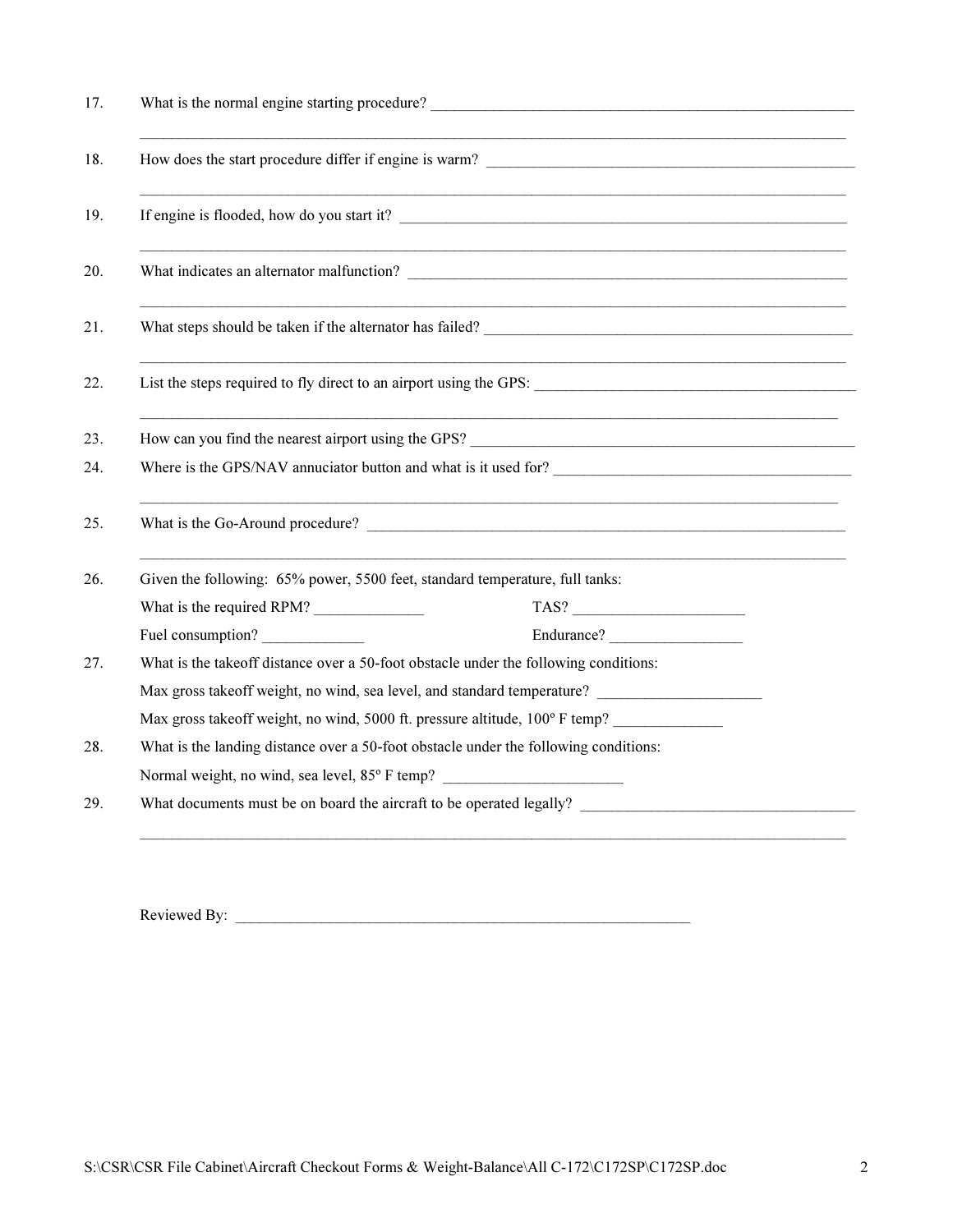17. What is the normal engine starting procedure? ______________________________________________________________

______________________________________________________________

18. How does the start procedure differ if engine is warm? ______________________________________________________________

______________________________________________________________

19. If engine is flooded, how do you start it? ______________________________________________________________

______________________________________________________________

20. What indicates an alternator malfunction? ______________________________________________________________

______________________________________________________________

21. What steps should be taken if the alternator has failed? ______________________________________________________________

______________________________________________________________

22. List the steps required to fly direct to an airport using the GPS: ______________________________________________________________

______________________________________________________________

23. How can you find the nearest airport using the GPS? ______________________________________________________________

24. Where is the GPS/NAV annuciator button and what is it used for? ______________________________________________________________

______________________________________________________________

25. What is the Go-Around procedure? ______________________________________________________________

______________________________________________________________

26. Given the following: 65% power, 5500 feet, standard temperature, full tanks:

    What is the required RPM? ______________ TAS? ______________________

    Fuel consumption? _____________ Endurance? _________________

27. What is the takeoff distance over a 50-foot obstacle under the following conditions:

    Max gross takeoff weight, no wind, sea level, and standard temperature? _____________________

    Max gross takeoff weight, no wind, 5000 ft. pressure altitude, 100º F temp? ______________

28. What is the landing distance over a 50-foot obstacle under the following conditions:

    Normal weight, no wind, sea level, 85º F temp? _______________________

29. What documents must be on board the aircraft to be operated legally? ______________________________________________________________

______________________________________________________________

Reviewed By: ______________________________________________________________

S:\CSR\CSR File Cabinet\Aircraft Checkout Forms & Weight-Balance\All C-172\C172SP\C172SP.doc